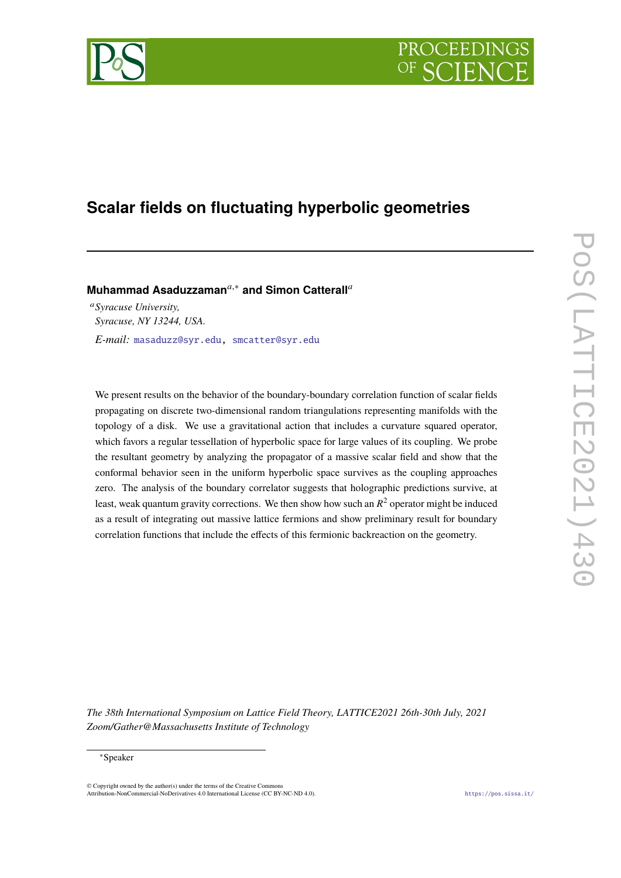# Scalar fields on fluctuating hyperbolic geometries

**Muhammad Asaduzzaman**[a,*] **and Simon Catterall**[a]

[a] *Syracuse University,*
*Syracuse, NY 13244, USA.*

*E-mail:* masaduzz@syr.edu, smcatter@syr.edu

We present results on the behavior of the boundary-boundary correlation function of scalar fields propagating on discrete two-dimensional random triangulations representing manifolds with the topology of a disk. We use a gravitational action that includes a curvature squared operator, which favors a regular tessellation of hyperbolic space for large values of its coupling. We probe the resultant geometry by analyzing the propagator of a massive scalar field and show that the conformal behavior seen in the uniform hyperbolic space survives as the coupling approaches zero. The analysis of the boundary correlator suggests that holographic predictions survive, at least, weak quantum gravity corrections. We then show how such an $R^2$ operator might be induced as a result of integrating out massive lattice fermions and show preliminary result for boundary correlation functions that include the effects of this fermionic backreaction on the geometry.

*The 38th International Symposium on Lattice Field Theory, LATTICE2021 26th-30th July, 2021*
*Zoom/Gather@Massachusetts Institute of Technology*

[*] Speaker

© Copyright owned by the author(s) under the terms of the Creative Commons Attribution-NonCommercial-NoDerivatives 4.0 International License (CC BY-NC-ND 4.0).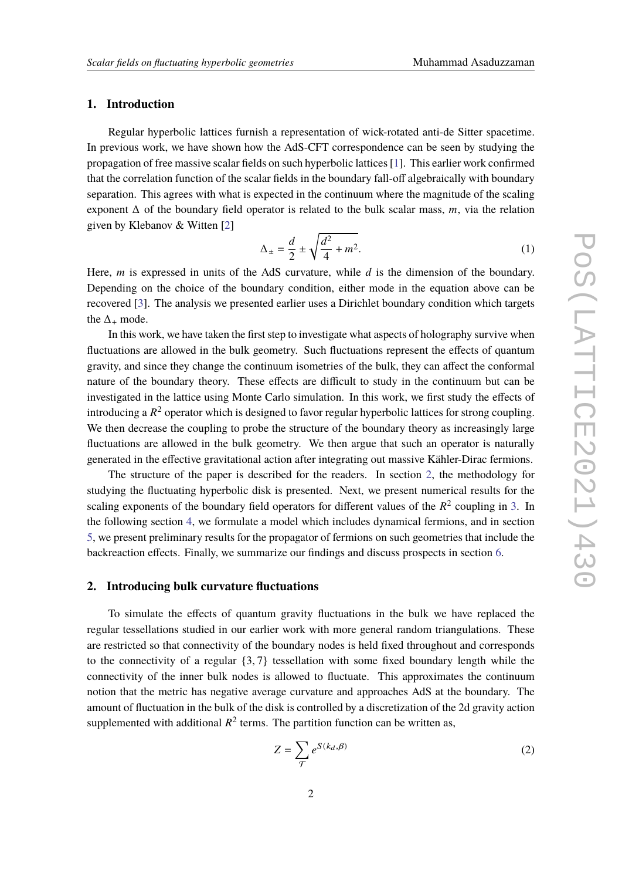## 1. Introduction

Regular hyperbolic lattices furnish a representation of wick-rotated anti-de Sitter spacetime. In previous work, we have shown how the AdS-CFT correspondence can be seen by studying the propagation of free massive scalar fields on such hyperbolic lattices [1]. This earlier work confirmed that the correlation function of the scalar fields in the boundary fall-off algebraically with boundary separation. This agrees with what is expected in the continuum where the magnitude of the scaling exponent $\Delta$ of the boundary field operator is related to the bulk scalar mass, $m$, via the relation given by Klebanov & Witten [2]

$$\Delta_{\pm} = \frac{d}{2} \pm \sqrt{\frac{d^2}{4} + m^2}. \tag{1}$$

Here, $m$ is expressed in units of the AdS curvature, while $d$ is the dimension of the boundary. Depending on the choice of the boundary condition, either mode in the equation above can be recovered [3]. The analysis we presented earlier uses a Dirichlet boundary condition which targets the $\Delta_+$ mode.

In this work, we have taken the first step to investigate what aspects of holography survive when fluctuations are allowed in the bulk geometry. Such fluctuations represent the effects of quantum gravity, and since they change the continuum isometries of the bulk, they can affect the conformal nature of the boundary theory. These effects are difficult to study in the continuum but can be investigated in the lattice using Monte Carlo simulation. In this work, we first study the effects of introducing a $R^2$ operator which is designed to favor regular hyperbolic lattices for strong coupling. We then decrease the coupling to probe the structure of the boundary theory as increasingly large fluctuations are allowed in the bulk geometry. We then argue that such an operator is naturally generated in the effective gravitational action after integrating out massive Kähler-Dirac fermions.

The structure of the paper is described for the readers. In section 2, the methodology for studying the fluctuating hyperbolic disk is presented. Next, we present numerical results for the scaling exponents of the boundary field operators for different values of the $R^2$ coupling in 3. In the following section 4, we formulate a model which includes dynamical fermions, and in section 5, we present preliminary results for the propagator of fermions on such geometries that include the backreaction effects. Finally, we summarize our findings and discuss prospects in section 6.

## 2. Introducing bulk curvature fluctuations

To simulate the effects of quantum gravity fluctuations in the bulk we have replaced the regular tessellations studied in our earlier work with more general random triangulations. These are restricted so that connectivity of the boundary nodes is held fixed throughout and corresponds to the connectivity of a regular $\{3, 7\}$ tessellation with some fixed boundary length while the connectivity of the inner bulk nodes is allowed to fluctuate. This approximates the continuum notion that the metric has negative average curvature and approaches AdS at the boundary. The amount of fluctuation in the bulk of the disk is controlled by a discretization of the 2d gravity action supplemented with additional $R^2$ terms. The partition function can be written as,

$$Z = \sum_{\mathcal{T}} e^{S(k_d,\beta)} \tag{2}$$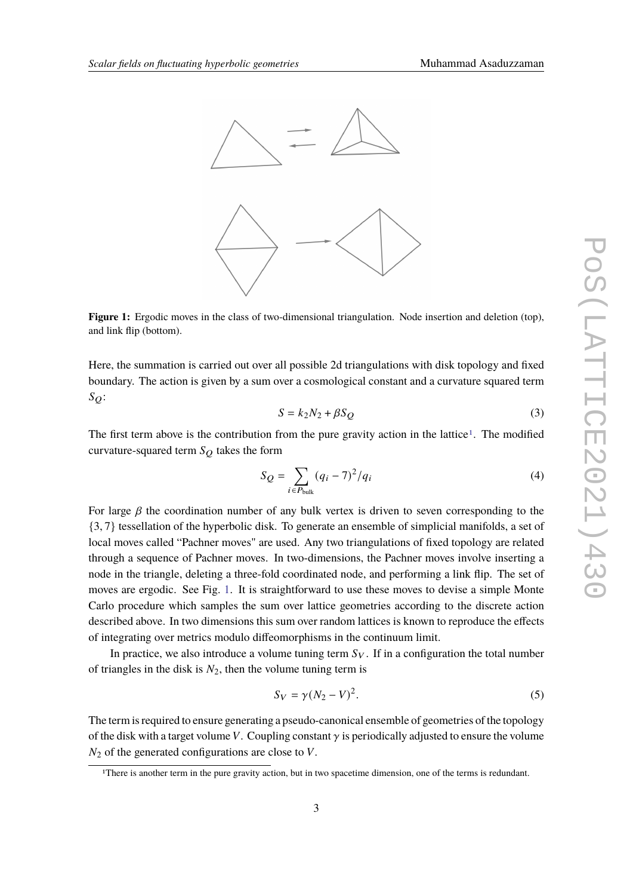**Figure 1:** Ergodic moves in the class of two-dimensional triangulation. Node insertion and deletion (top), and link flip (bottom).

Here, the summation is carried out over all possible 2d triangulations with disk topology and fixed boundary. The action is given by a sum over a cosmological constant and a curvature squared term $S_Q$:

$$S = k_2 N_2 + \beta S_Q \tag{3}$$

The first term above is the contribution from the pure gravity action in the lattice[1]. The modified curvature-squared term $S_Q$ takes the form

$$S_Q = \sum_{i \in P_{\text{bulk}}} (q_i - 7)^2 / q_i \tag{4}$$

For large $\beta$ the coordination number of any bulk vertex is driven to seven corresponding to the $\{3, 7\}$ tessellation of the hyperbolic disk. To generate an ensemble of simplicial manifolds, a set of local moves called "Pachner moves" are used. Any two triangulations of fixed topology are related through a sequence of Pachner moves. In two-dimensions, the Pachner moves involve inserting a node in the triangle, deleting a three-fold coordinated node, and performing a link flip. The set of moves are ergodic. See Fig. 1. It is straightforward to use these moves to devise a simple Monte Carlo procedure which samples the sum over lattice geometries according to the discrete action described above. In two dimensions this sum over random lattices is known to reproduce the effects of integrating over metrics modulo diffeomorphisms in the continuum limit.

In practice, we also introduce a volume tuning term $S_V$. If in a configuration the total number of triangles in the disk is $N_2$, then the volume tuning term is

$$S_V = \gamma (N_2 - V)^2. \tag{5}$$

The term is required to ensure generating a pseudo-canonical ensemble of geometries of the topology of the disk with a target volume $V$. Coupling constant $\gamma$ is periodically adjusted to ensure the volume $N_2$ of the generated configurations are close to $V$.

[1] There is another term in the pure gravity action, but in two spacetime dimension, one of the terms is redundant.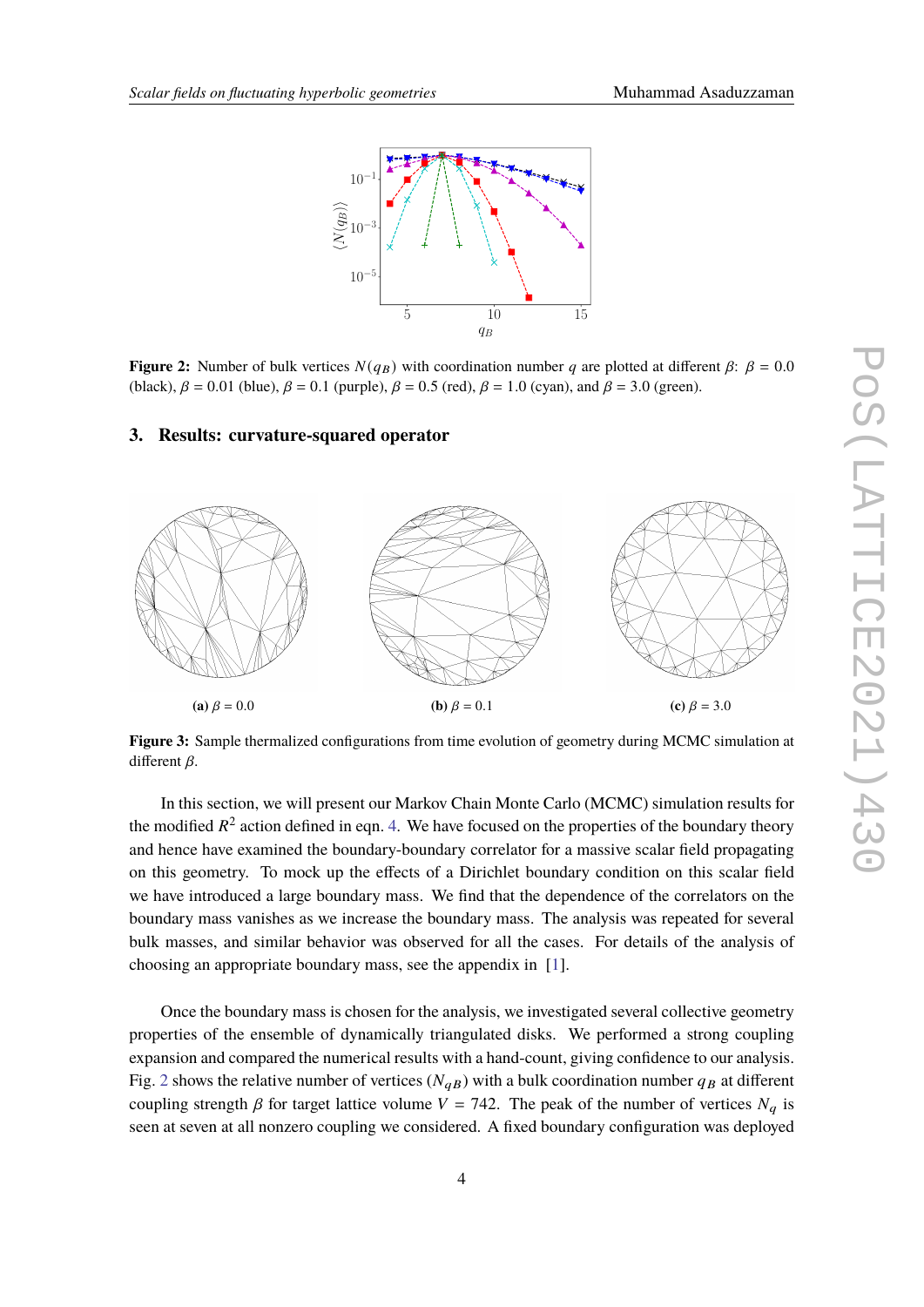**Figure 2:** Number of bulk vertices $N(q_B)$ with coordination number $q$ are plotted at different $\beta$: $\beta = 0.0$ (black), $\beta = 0.01$ (blue), $\beta = 0.1$ (purple), $\beta = 0.5$ (red), $\beta = 1.0$ (cyan), and $\beta = 3.0$ (green).

## 3. Results: curvature-squared operator

**(a)** $\beta = 0.0$

**(b)** $\beta = 0.1$

**(c)** $\beta = 3.0$

**Figure 3:** Sample thermalized configurations from time evolution of geometry during MCMC simulation at different $\beta$.

In this section, we will present our Markov Chain Monte Carlo (MCMC) simulation results for the modified $R^2$ action defined in eqn. 4. We have focused on the properties of the boundary theory and hence have examined the boundary-boundary correlator for a massive scalar field propagating on this geometry. To mock up the effects of a Dirichlet boundary condition on this scalar field we have introduced a large boundary mass. We find that the dependence of the correlators on the boundary mass vanishes as we increase the boundary mass. The analysis was repeated for several bulk masses, and similar behavior was observed for all the cases. For details of the analysis of choosing an appropriate boundary mass, see the appendix in [1].

Once the boundary mass is chosen for the analysis, we investigated several collective geometry properties of the ensemble of dynamically triangulated disks. We performed a strong coupling expansion and compared the numerical results with a hand-count, giving confidence to our analysis. Fig. 2 shows the relative number of vertices ($N_{qB}$) with a bulk coordination number $q_B$ at different coupling strength $\beta$ for target lattice volume $V = 742$. The peak of the number of vertices $N_q$ is seen at seven at all nonzero coupling we considered. A fixed boundary configuration was deployed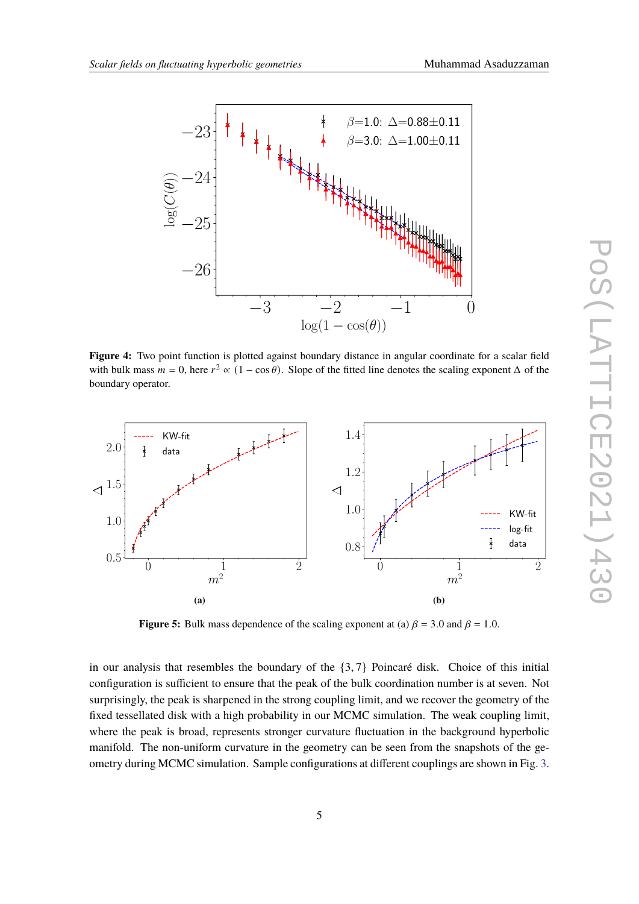**Figure 4:** Two point function is plotted against boundary distance in angular coordinate for a scalar field with bulk mass $m = 0$, here $r^2 \propto (1 - \cos\theta)$. Slope of the fitted line denotes the scaling exponent $\Delta$ of the boundary operator.

**Figure 5:** Bulk mass dependence of the scaling exponent at (a) $\beta = 3.0$ and $\beta = 1.0$.

in our analysis that resembles the boundary of the $\{3, 7\}$ Poincaré disk. Choice of this initial configuration is sufficient to ensure that the peak of the bulk coordination number is at seven. Not surprisingly, the peak is sharpened in the strong coupling limit, and we recover the geometry of the fixed tessellated disk with a high probability in our MCMC simulation. The weak coupling limit, where the peak is broad, represents stronger curvature fluctuation in the background hyperbolic manifold. The non-uniform curvature in the geometry can be seen from the snapshots of the geometry during MCMC simulation. Sample configurations at different couplings are shown in Fig. 3.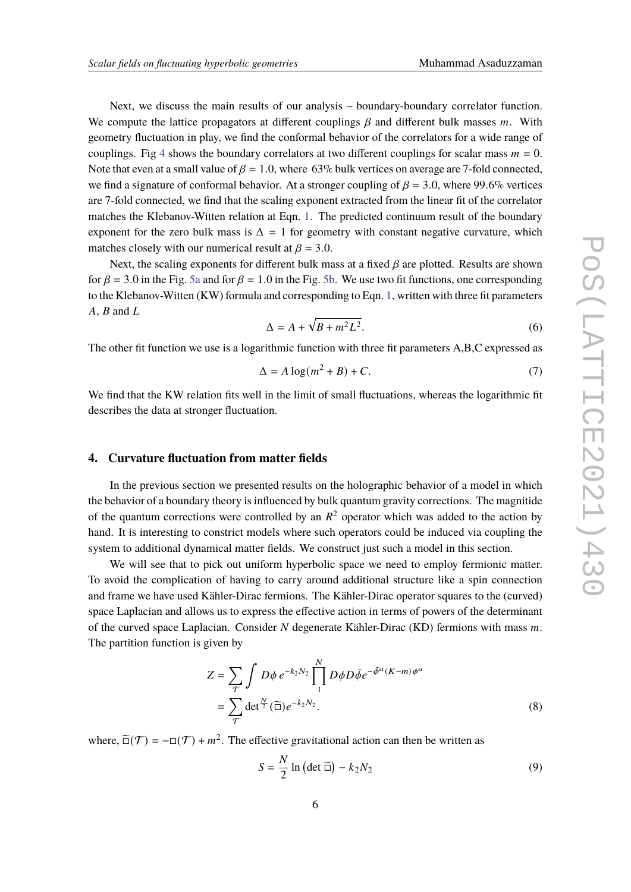Next, we discuss the main results of our analysis – boundary-boundary correlator function. We compute the lattice propagators at different couplings $\beta$ and different bulk masses $m$. With geometry fluctuation in play, we find the conformal behavior of the correlators for a wide range of couplings. Fig 4 shows the boundary correlators at two different couplings for scalar mass $m = 0$. Note that even at a small value of $\beta = 1.0$, where 63% bulk vertices on average are 7-fold connected, we find a signature of conformal behavior. At a stronger coupling of $\beta = 3.0$, where 99.6% vertices are 7-fold connected, we find that the scaling exponent extracted from the linear fit of the correlator matches the Klebanov-Witten relation at Eqn. 1. The predicted continuum result of the boundary exponent for the zero bulk mass is $\Delta = 1$ for geometry with constant negative curvature, which matches closely with our numerical result at $\beta = 3.0$.

Next, the scaling exponents for different bulk mass at a fixed $\beta$ are plotted. Results are shown for $\beta = 3.0$ in the Fig. 5a and for $\beta = 1.0$ in the Fig. 5b. We use two fit functions, one corresponding to the Klebanov-Witten (KW) formula and corresponding to Eqn. 1, written with three fit parameters $A$, $B$ and $L$

$$\Delta = A + \sqrt{B + m^2 L^2}. \tag{6}$$

The other fit function we use is a logarithmic function with three fit parameters A,B,C expressed as

$$\Delta = A \log(m^2 + B) + C. \tag{7}$$

We find that the KW relation fits well in the limit of small fluctuations, whereas the logarithmic fit describes the data at stronger fluctuation.

## 4. Curvature fluctuation from matter fields

In the previous section we presented results on the holographic behavior of a model in which the behavior of a boundary theory is influenced by bulk quantum gravity corrections. The magnitide of the quantum corrections were controlled by an $R^2$ operator which was added to the action by hand. It is interesting to constrict models where such operators could be induced via coupling the system to additional dynamical matter fields. We construct just such a model in this section.

We will see that to pick out uniform hyperbolic space we need to employ fermionic matter. To avoid the complication of having to carry around additional structure like a spin connection and frame we have used Kähler-Dirac fermions. The Kähler-Dirac operator squares to the (curved) space Laplacian and allows us to express the effective action in terms of powers of the determinant of the curved space Laplacian. Consider $N$ degenerate Kähler-Dirac (KD) fermions with mass $m$. The partition function is given by

$$
\begin{aligned}
Z &= \sum_{\mathcal{T}} \int D\phi \, e^{-k_2 N_2} \prod_{1}^{N} D\phi D\bar{\phi} e^{-\bar{\phi}^a (K-m) \phi^a} \\
&= \sum_{\mathcal{T}} \det{}^{\frac{N}{2}} (\widetilde{\Box}) e^{-k_2 N_2}.
\end{aligned} \tag{8}
$$

where, $\widetilde{\Box}(\mathcal{T}) = -\Box(\mathcal{T}) + m^2$. The effective gravitational action can then be written as

$$S = \frac{N}{2} \ln \left( \det \widetilde{\Box} \right) - k_2 N_2 \tag{9}$$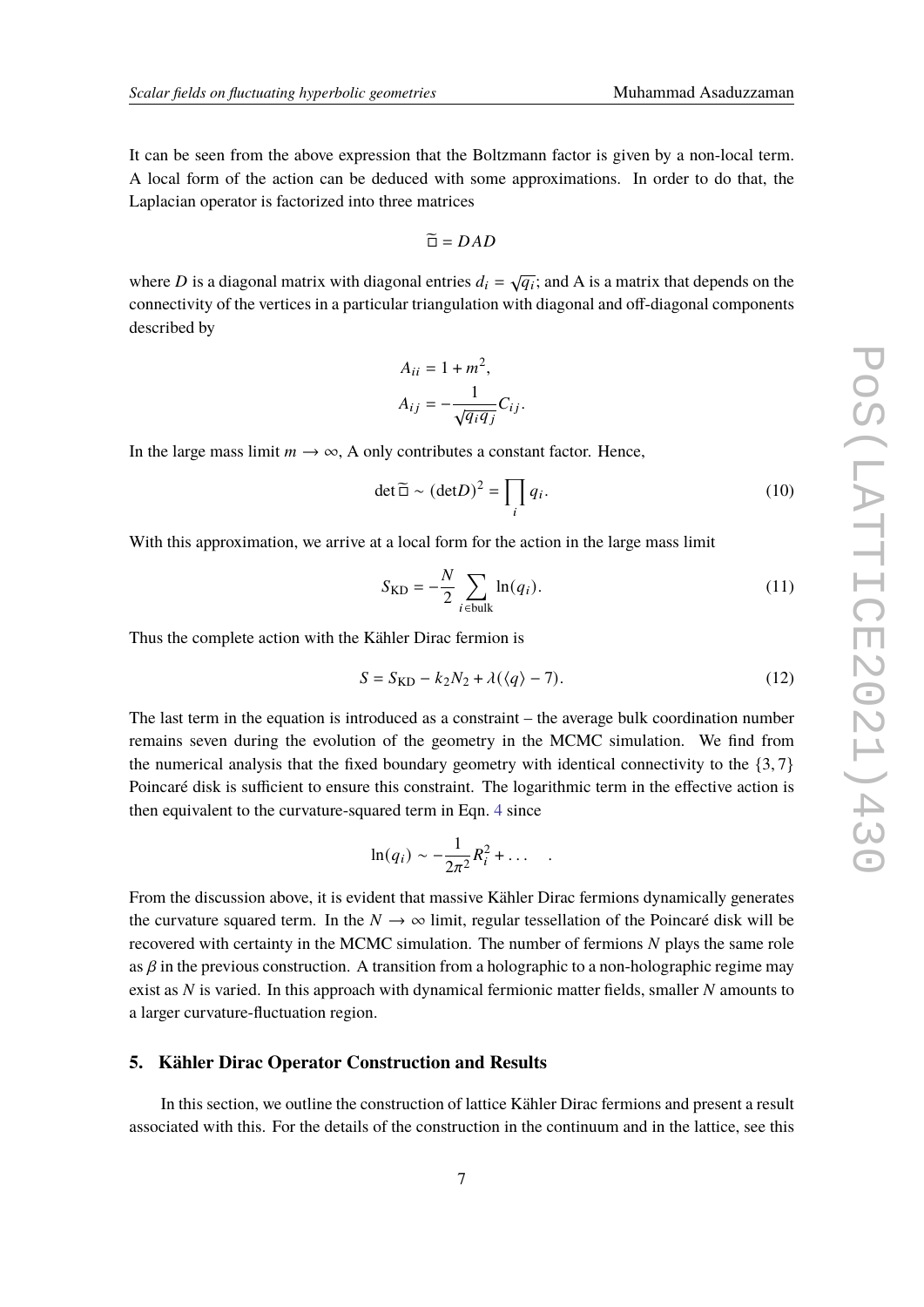It can be seen from the above expression that the Boltzmann factor is given by a non-local term. A local form of the action can be deduced with some approximations. In order to do that, the Laplacian operator is factorized into three matrices

$$\widetilde{\Box} = DAD$$

where $D$ is a diagonal matrix with diagonal entries $d_i = \sqrt{q_i}$; and A is a matrix that depends on the connectivity of the vertices in a particular triangulation with diagonal and off-diagonal components described by

$$A_{ii} = 1 + m^2,$$
$$A_{ij} = -\frac{1}{\sqrt{q_i q_j}} C_{ij}.$$

In the large mass limit $m \to \infty$, A only contributes a constant factor. Hence,

$$\det \widetilde{\Box} \sim (\det D)^2 = \prod_i q_i. \tag{10}$$

With this approximation, we arrive at a local form for the action in the large mass limit

$$S_{\text{KD}} = -\frac{N}{2} \sum_{i \in \text{bulk}} \ln(q_i). \tag{11}$$

Thus the complete action with the Kähler Dirac fermion is

$$S = S_{\text{KD}} - k_2 N_2 + \lambda(\langle q \rangle - 7). \tag{12}$$

The last term in the equation is introduced as a constraint – the average bulk coordination number remains seven during the evolution of the geometry in the MCMC simulation. We find from the numerical analysis that the fixed boundary geometry with identical connectivity to the $\{3, 7\}$ Poincaré disk is sufficient to ensure this constraint. The logarithmic term in the effective action is then equivalent to the curvature-squared term in Eqn. 4 since

$$\ln(q_i) \sim -\frac{1}{2\pi^2} R_i^2 + \ldots \quad .$$

From the discussion above, it is evident that massive Kähler Dirac fermions dynamically generates the curvature squared term. In the $N \to \infty$ limit, regular tessellation of the Poincaré disk will be recovered with certainty in the MCMC simulation. The number of fermions $N$ plays the same role as $\beta$ in the previous construction. A transition from a holographic to a non-holographic regime may exist as $N$ is varied. In this approach with dynamical fermionic matter fields, smaller $N$ amounts to a larger curvature-fluctuation region.

## 5. Kähler Dirac Operator Construction and Results

In this section, we outline the construction of lattice Kähler Dirac fermions and present a result associated with this. For the details of the construction in the continuum and in the lattice, see this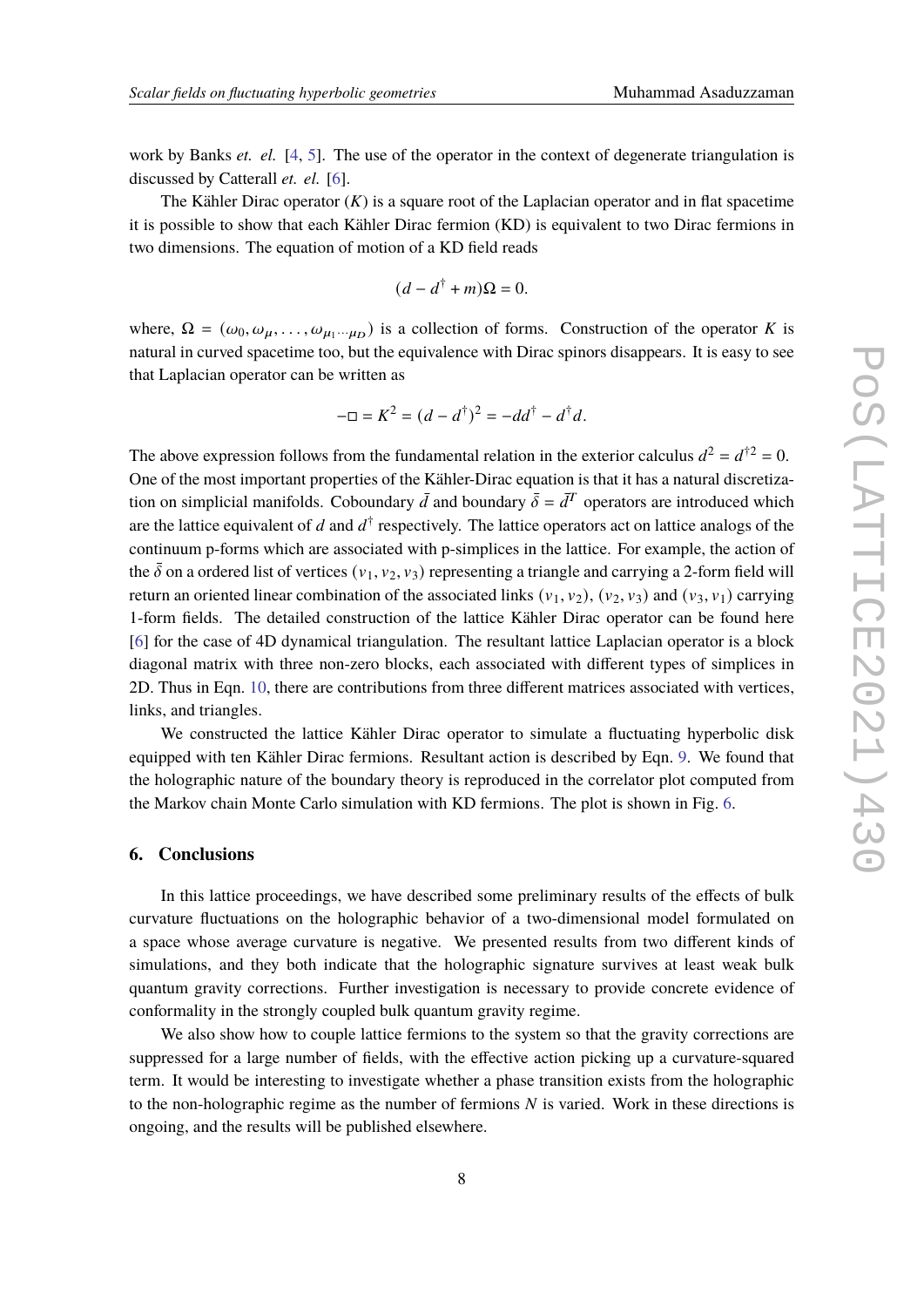work by Banks *et. el.* [4, 5]. The use of the operator in the context of degenerate triangulation is discussed by Catterall *et. el.* [6].

The Kähler Dirac operator ($K$) is a square root of the Laplacian operator and in flat spacetime it is possible to show that each Kähler Dirac fermion (KD) is equivalent to two Dirac fermions in two dimensions. The equation of motion of a KD field reads

$$(d - d^{\dagger} + m)\Omega = 0.$$

where, $\Omega = (\omega_0, \omega_\mu, \ldots, \omega_{\mu_1 \cdots \mu_D})$ is a collection of forms. Construction of the operator $K$ is natural in curved spacetime too, but the equivalence with Dirac spinors disappears. It is easy to see that Laplacian operator can be written as

$$-\Box = K^2 = (d - d^{\dagger})^2 = -dd^{\dagger} - d^{\dagger}d.$$

The above expression follows from the fundamental relation in the exterior calculus $d^2 = d^{\dagger 2} = 0$. One of the most important properties of the Kähler-Dirac equation is that it has a natural discretization on simplicial manifolds. Coboundary $\bar{d}$ and boundary $\bar{\delta} = \bar{d}^T$ operators are introduced which are the lattice equivalent of $d$ and $d^{\dagger}$ respectively. The lattice operators act on lattice analogs of the continuum p-forms which are associated with p-simplices in the lattice. For example, the action of the $\bar{\delta}$ on a ordered list of vertices $(v_1, v_2, v_3)$ representing a triangle and carrying a 2-form field will return an oriented linear combination of the associated links $(v_1, v_2)$, $(v_2, v_3)$ and $(v_3, v_1)$ carrying 1-form fields. The detailed construction of the lattice Kähler Dirac operator can be found here [6] for the case of 4D dynamical triangulation. The resultant lattice Laplacian operator is a block diagonal matrix with three non-zero blocks, each associated with different types of simplices in 2D. Thus in Eqn. 10, there are contributions from three different matrices associated with vertices, links, and triangles.

We constructed the lattice Kähler Dirac operator to simulate a fluctuating hyperbolic disk equipped with ten Kähler Dirac fermions. Resultant action is described by Eqn. 9. We found that the holographic nature of the boundary theory is reproduced in the correlator plot computed from the Markov chain Monte Carlo simulation with KD fermions. The plot is shown in Fig. 6.

## 6. Conclusions

In this lattice proceedings, we have described some preliminary results of the effects of bulk curvature fluctuations on the holographic behavior of a two-dimensional model formulated on a space whose average curvature is negative. We presented results from two different kinds of simulations, and they both indicate that the holographic signature survives at least weak bulk quantum gravity corrections. Further investigation is necessary to provide concrete evidence of conformality in the strongly coupled bulk quantum gravity regime.

We also show how to couple lattice fermions to the system so that the gravity corrections are suppressed for a large number of fields, with the effective action picking up a curvature-squared term. It would be interesting to investigate whether a phase transition exists from the holographic to the non-holographic regime as the number of fermions $N$ is varied. Work in these directions is ongoing, and the results will be published elsewhere.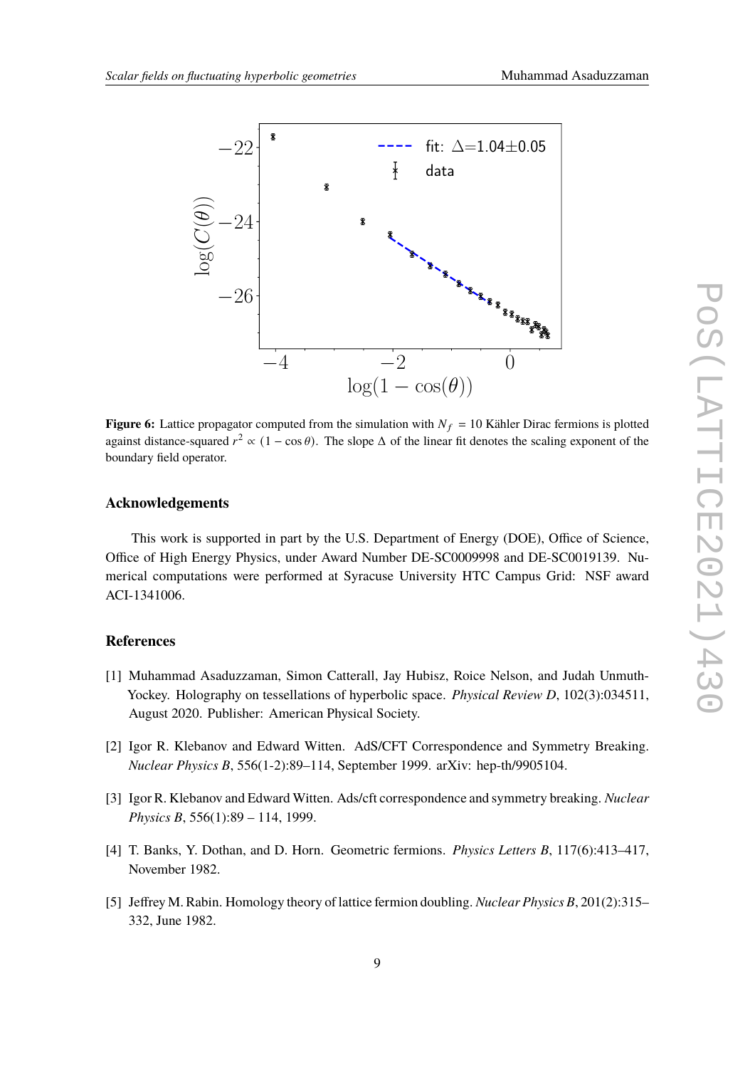**Figure 6:** Lattice propagator computed from the simulation with $N_f = 10$ Kähler Dirac fermions is plotted against distance-squared $r^2 \propto (1 - \cos\theta)$. The slope $\Delta$ of the linear fit denotes the scaling exponent of the boundary field operator.

### Acknowledgements

This work is supported in part by the U.S. Department of Energy (DOE), Office of Science, Office of High Energy Physics, under Award Number DE-SC0009998 and DE-SC0019139. Numerical computations were performed at Syracuse University HTC Campus Grid: NSF award ACI-1341006.

### References

[1] Muhammad Asaduzzaman, Simon Catterall, Jay Hubisz, Roice Nelson, and Judah Unmuth-Yockey. Holography on tessellations of hyperbolic space. *Physical Review D*, 102(3):034511, August 2020. Publisher: American Physical Society.

[2] Igor R. Klebanov and Edward Witten. AdS/CFT Correspondence and Symmetry Breaking. *Nuclear Physics B*, 556(1-2):89–114, September 1999. arXiv: hep-th/9905104.

[3] Igor R. Klebanov and Edward Witten. Ads/cft correspondence and symmetry breaking. *Nuclear Physics B*, 556(1):89 – 114, 1999.

[4] T. Banks, Y. Dothan, and D. Horn. Geometric fermions. *Physics Letters B*, 117(6):413–417, November 1982.

[5] Jeffrey M. Rabin. Homology theory of lattice fermion doubling. *Nuclear Physics B*, 201(2):315–332, June 1982.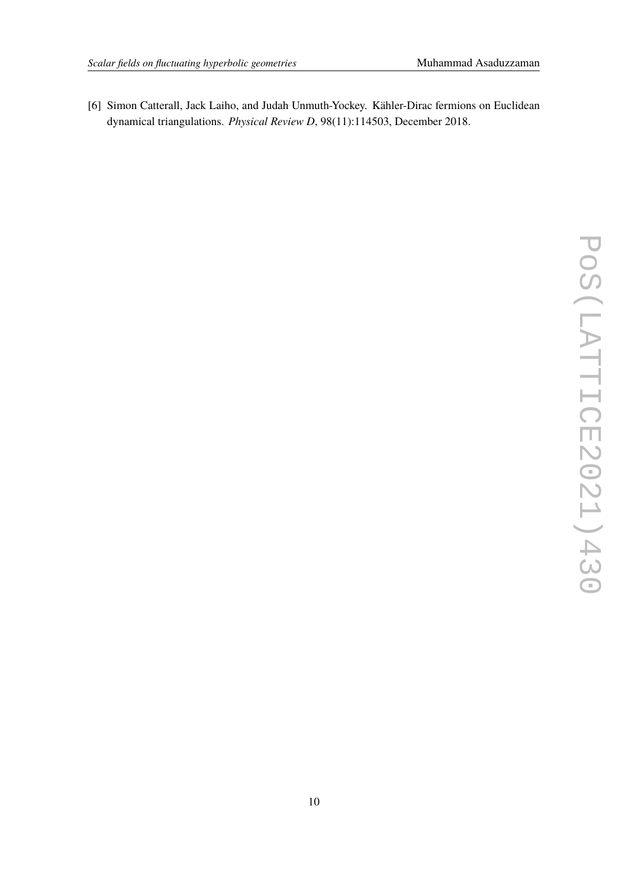[6] Simon Catterall, Jack Laiho, and Judah Unmuth-Yockey. Kähler-Dirac fermions on Euclidean dynamical triangulations. *Physical Review D*, 98(11):114503, December 2018.